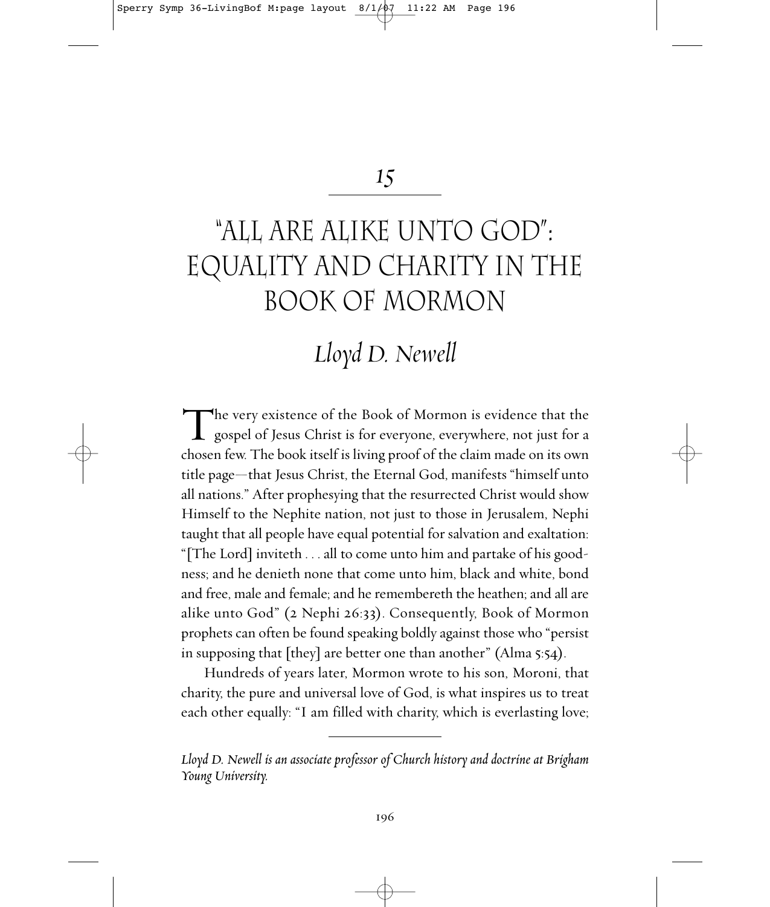15

# "All Are Alike unto God": Equality and Charity in the Book of Mormon

## *Lloyd D. Newell*

The very existence of the Book of Mormon is evidence that the gospel of Jesus Christ is for everyone, everywhere, not just for a chosen few. The book itself is living proof of the claim made on its own title page—that Jesus Christ, the Eternal God, manifests "himself unto all nations." After prophesying that the resurrected Christ would show Himself to the Nephite nation, not just to those in Jerusalem, Nephi taught that all people have equal potential for salvation and exaltation: "[The Lord] inviteth . . . all to come unto him and partake of his goodness; and he denieth none that come unto him, black and white, bond and free, male and female; and he remembereth the heathen; and all are alike unto God" (2 Nephi 26:33). Consequently, Book of Mormon prophets can often be found speaking boldly against those who "persist in supposing that [they] are better one than another" (Alma 5:54).

Hundreds of years later, Mormon wrote to his son, Moroni, that charity, the pure and universal love of God, is what inspires us to treat each other equally: "I am filled with charity, which is everlasting love;

---

*Lloyd D. Newell is an associate professor of Church history and doctrine at Brigham Young University.*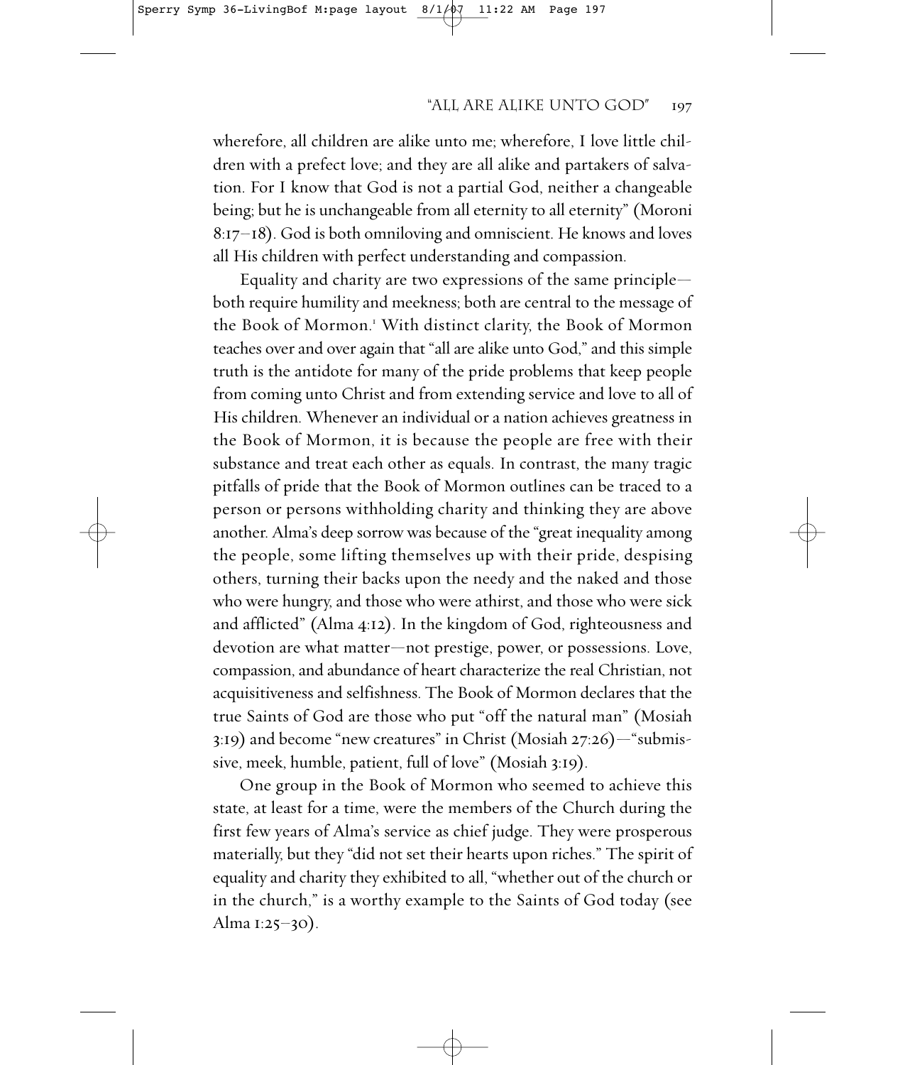wherefore, all children are alike unto me; wherefore, I love little children with a prefect love; and they are all alike and partakers of salvation. For I know that God is not a partial God, neither a changeable being; but he is unchangeable from all eternity to all eternity" (Moroni 8:17–18). God is both omniloving and omniscient. He knows and loves all His children with perfect understanding and compassion.

Equality and charity are two expressions of the same principle—both require humility and meekness; both are central to the message of the Book of Mormon.[1] With distinct clarity, the Book of Mormon teaches over and over again that "all are alike unto God," and this simple truth is the antidote for many of the pride problems that keep people from coming unto Christ and from extending service and love to all of His children. Whenever an individual or a nation achieves greatness in the Book of Mormon, it is because the people are free with their substance and treat each other as equals. In contrast, the many tragic pitfalls of pride that the Book of Mormon outlines can be traced to a person or persons withholding charity and thinking they are above another. Alma's deep sorrow was because of the "great inequality among the people, some lifting themselves up with their pride, despising others, turning their backs upon the needy and the naked and those who were hungry, and those who were athirst, and those who were sick and afflicted" (Alma 4:12). In the kingdom of God, righteousness and devotion are what matter—not prestige, power, or possessions. Love, compassion, and abundance of heart characterize the real Christian, not acquisitiveness and selfishness. The Book of Mormon declares that the true Saints of God are those who put "off the natural man" (Mosiah 3:19) and become "new creatures" in Christ (Mosiah 27:26)—"submissive, meek, humble, patient, full of love" (Mosiah 3:19).

One group in the Book of Mormon who seemed to achieve this state, at least for a time, were the members of the Church during the first few years of Alma's service as chief judge. They were prosperous materially, but they "did not set their hearts upon riches." The spirit of equality and charity they exhibited to all, "whether out of the church or in the church," is a worthy example to the Saints of God today (see Alma 1:25–30).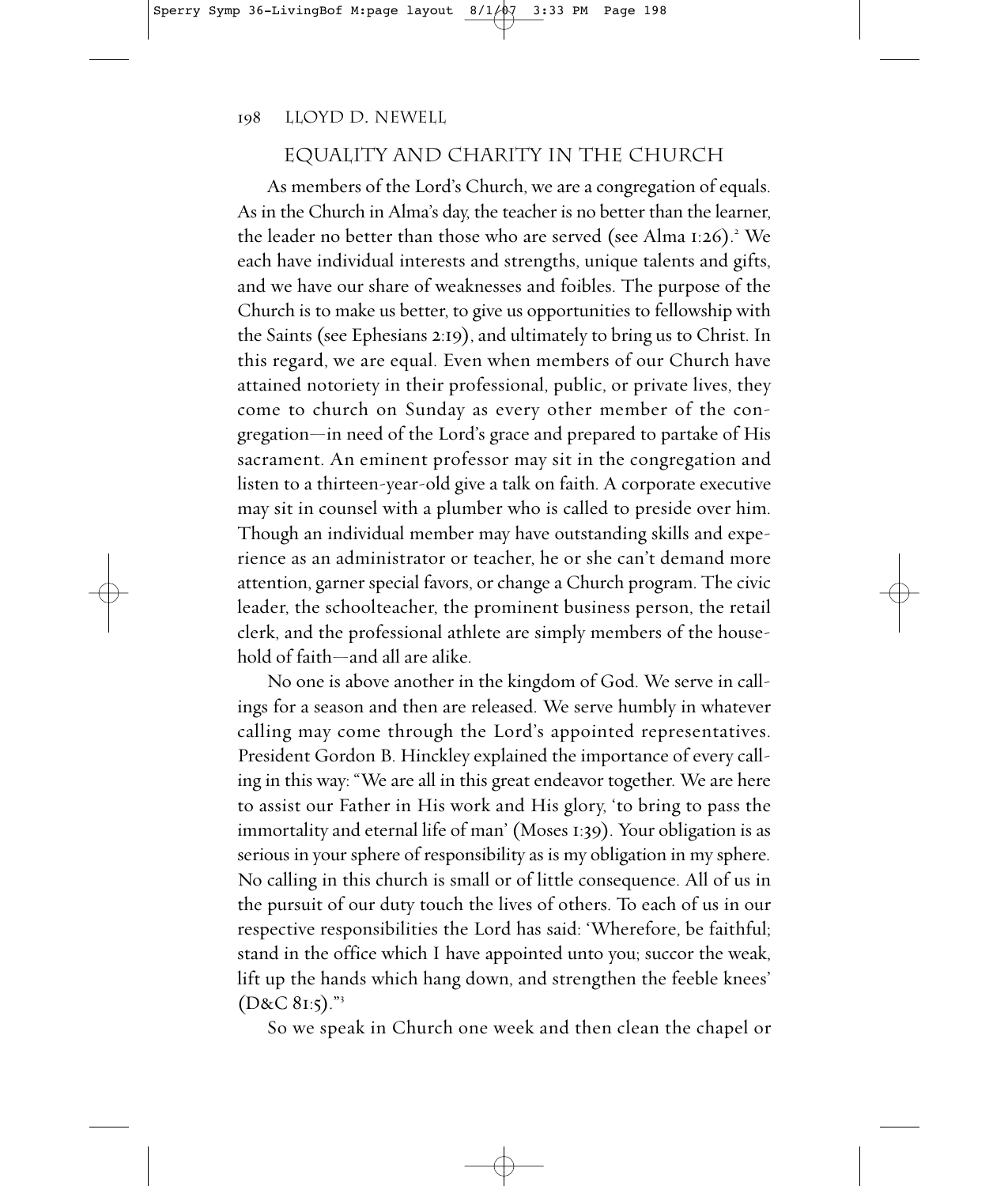## EQUALITY AND CHARITY IN THE CHURCH

As members of the Lord's Church, we are a congregation of equals. As in the Church in Alma's day, the teacher is no better than the learner, the leader no better than those who are served (see Alma 1:26).[2] We each have individual interests and strengths, unique talents and gifts, and we have our share of weaknesses and foibles. The purpose of the Church is to make us better, to give us opportunities to fellowship with the Saints (see Ephesians 2:19), and ultimately to bring us to Christ. In this regard, we are equal. Even when members of our Church have attained notoriety in their professional, public, or private lives, they come to church on Sunday as every other member of the congregation—in need of the Lord's grace and prepared to partake of His sacrament. An eminent professor may sit in the congregation and listen to a thirteen-year-old give a talk on faith. A corporate executive may sit in counsel with a plumber who is called to preside over him. Though an individual member may have outstanding skills and experience as an administrator or teacher, he or she can't demand more attention, garner special favors, or change a Church program. The civic leader, the schoolteacher, the prominent business person, the retail clerk, and the professional athlete are simply members of the household of faith—and all are alike.

No one is above another in the kingdom of God. We serve in callings for a season and then are released. We serve humbly in whatever calling may come through the Lord's appointed representatives. President Gordon B. Hinckley explained the importance of every calling in this way: "We are all in this great endeavor together. We are here to assist our Father in His work and His glory, 'to bring to pass the immortality and eternal life of man' (Moses 1:39). Your obligation is as serious in your sphere of responsibility as is my obligation in my sphere. No calling in this church is small or of little consequence. All of us in the pursuit of our duty touch the lives of others. To each of us in our respective responsibilities the Lord has said: 'Wherefore, be faithful; stand in the office which I have appointed unto you; succor the weak, lift up the hands which hang down, and strengthen the feeble knees' (D&C 81:5)."[3]

So we speak in Church one week and then clean the chapel or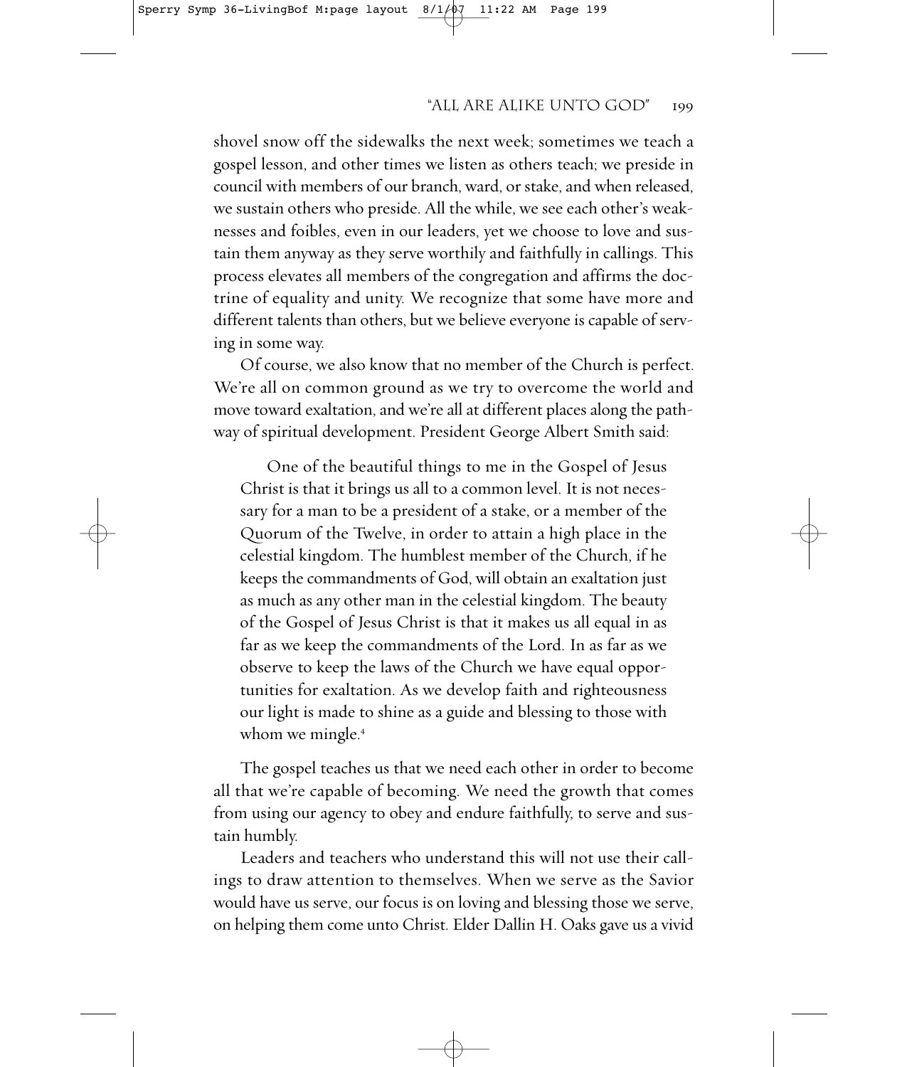shovel snow off the sidewalks the next week; sometimes we teach a gospel lesson, and other times we listen as others teach; we preside in council with members of our branch, ward, or stake, and when released, we sustain others who preside. All the while, we see each other's weaknesses and foibles, even in our leaders, yet we choose to love and sustain them anyway as they serve worthily and faithfully in callings. This process elevates all members of the congregation and affirms the doctrine of equality and unity. We recognize that some have more and different talents than others, but we believe everyone is capable of serving in some way.

Of course, we also know that no member of the Church is perfect. We're all on common ground as we try to overcome the world and move toward exaltation, and we're all at different places along the pathway of spiritual development. President George Albert Smith said:

> One of the beautiful things to me in the Gospel of Jesus Christ is that it brings us all to a common level. It is not necessary for a man to be a president of a stake, or a member of the Quorum of the Twelve, in order to attain a high place in the celestial kingdom. The humblest member of the Church, if he keeps the commandments of God, will obtain an exaltation just as much as any other man in the celestial kingdom. The beauty of the Gospel of Jesus Christ is that it makes us all equal in as far as we keep the commandments of the Lord. In as far as we observe to keep the laws of the Church we have equal opportunities for exaltation. As we develop faith and righteousness our light is made to shine as a guide and blessing to those with whom we mingle.[4]

The gospel teaches us that we need each other in order to become all that we're capable of becoming. We need the growth that comes from using our agency to obey and endure faithfully, to serve and sustain humbly.

Leaders and teachers who understand this will not use their callings to draw attention to themselves. When we serve as the Savior would have us serve, our focus is on loving and blessing those we serve, on helping them come unto Christ. Elder Dallin H. Oaks gave us a vivid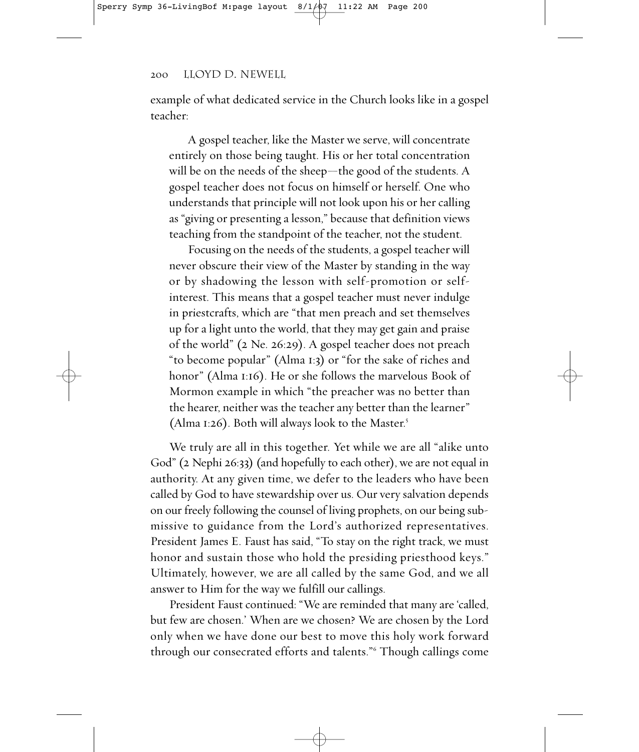example of what dedicated service in the Church looks like in a gospel teacher:

> A gospel teacher, like the Master we serve, will concentrate entirely on those being taught. His or her total concentration will be on the needs of the sheep—the good of the students. A gospel teacher does not focus on himself or herself. One who understands that principle will not look upon his or her calling as "giving or presenting a lesson," because that definition views teaching from the standpoint of the teacher, not the student.
>
> Focusing on the needs of the students, a gospel teacher will never obscure their view of the Master by standing in the way or by shadowing the lesson with self-promotion or self-interest. This means that a gospel teacher must never indulge in priestcrafts, which are "that men preach and set themselves up for a light unto the world, that they may get gain and praise of the world" (2 Ne. 26:29). A gospel teacher does not preach "to become popular" (Alma 1:3) or "for the sake of riches and honor" (Alma 1:16). He or she follows the marvelous Book of Mormon example in which "the preacher was no better than the hearer, neither was the teacher any better than the learner" (Alma 1:26). Both will always look to the Master.[5]

We truly are all in this together. Yet while we are all "alike unto God" (2 Nephi 26:33) (and hopefully to each other), we are not equal in authority. At any given time, we defer to the leaders who have been called by God to have stewardship over us. Our very salvation depends on our freely following the counsel of living prophets, on our being submissive to guidance from the Lord's authorized representatives. President James E. Faust has said, "To stay on the right track, we must honor and sustain those who hold the presiding priesthood keys." Ultimately, however, we are all called by the same God, and we all answer to Him for the way we fulfill our callings.

President Faust continued: "We are reminded that many are 'called, but few are chosen.' When are we chosen? We are chosen by the Lord only when we have done our best to move this holy work forward through our consecrated efforts and talents."[6] Though callings come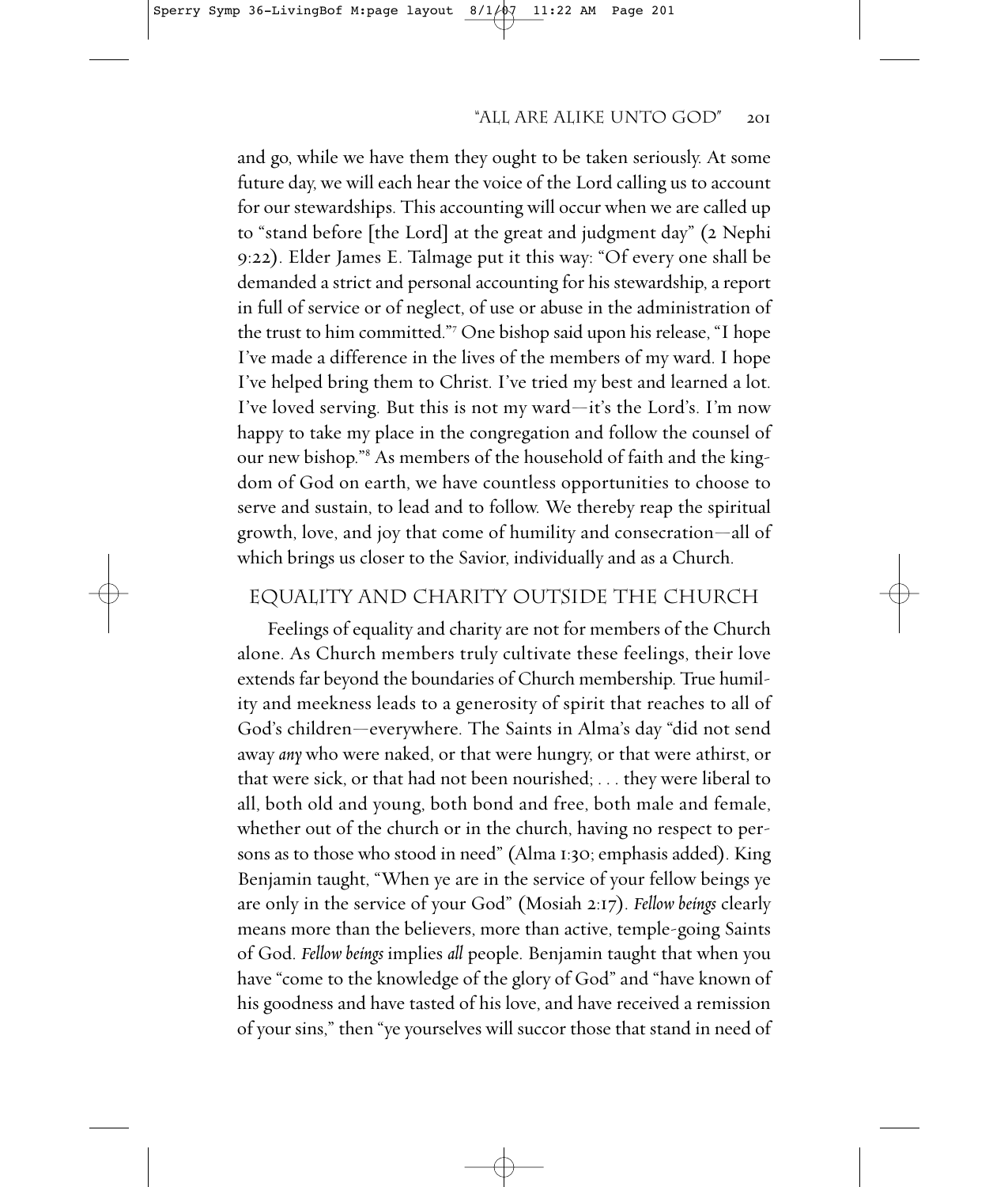and go, while we have them they ought to be taken seriously. At some future day, we will each hear the voice of the Lord calling us to account for our stewardships. This accounting will occur when we are called up to "stand before [the Lord] at the great and judgment day" (2 Nephi 9:22). Elder James E. Talmage put it this way: "Of every one shall be demanded a strict and personal accounting for his stewardship, a report in full of service or of neglect, of use or abuse in the administration of the trust to him committed."[7] One bishop said upon his release, "I hope I've made a difference in the lives of the members of my ward. I hope I've helped bring them to Christ. I've tried my best and learned a lot. I've loved serving. But this is not my ward—it's the Lord's. I'm now happy to take my place in the congregation and follow the counsel of our new bishop."[8] As members of the household of faith and the kingdom of God on earth, we have countless opportunities to choose to serve and sustain, to lead and to follow. We thereby reap the spiritual growth, love, and joy that come of humility and consecration—all of which brings us closer to the Savior, individually and as a Church.

## Equality and Charity outside the Church

Feelings of equality and charity are not for members of the Church alone. As Church members truly cultivate these feelings, their love extends far beyond the boundaries of Church membership. True humility and meekness leads to a generosity of spirit that reaches to all of God's children—everywhere. The Saints in Alma's day "did not send away *any* who were naked, or that were hungry, or that were athirst, or that were sick, or that had not been nourished; . . . they were liberal to all, both old and young, both bond and free, both male and female, whether out of the church or in the church, having no respect to persons as to those who stood in need" (Alma 1:30; emphasis added). King Benjamin taught, "When ye are in the service of your fellow beings ye are only in the service of your God" (Mosiah 2:17). *Fellow beings* clearly means more than the believers, more than active, temple-going Saints of God. *Fellow beings* implies *all* people. Benjamin taught that when you have "come to the knowledge of the glory of God" and "have known of his goodness and have tasted of his love, and have received a remission of your sins," then "ye yourselves will succor those that stand in need of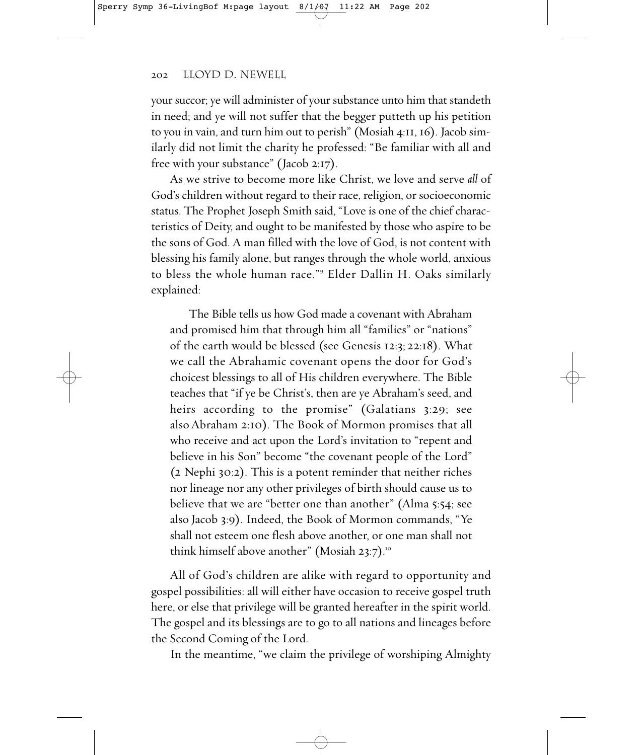your succor; ye will administer of your substance unto him that standeth in need; and ye will not suffer that the begger putteth up his petition to you in vain, and turn him out to perish" (Mosiah 4:11, 16). Jacob similarly did not limit the charity he professed: "Be familiar with all and free with your substance" (Jacob 2:17).

As we strive to become more like Christ, we love and serve *all* of God's children without regard to their race, religion, or socioeconomic status. The Prophet Joseph Smith said, "Love is one of the chief characteristics of Deity, and ought to be manifested by those who aspire to be the sons of God. A man filled with the love of God, is not content with blessing his family alone, but ranges through the whole world, anxious to bless the whole human race."[9] Elder Dallin H. Oaks similarly explained:

> The Bible tells us how God made a covenant with Abraham and promised him that through him all "families" or "nations" of the earth would be blessed (see Genesis 12:3; 22:18). What we call the Abrahamic covenant opens the door for God's choicest blessings to all of His children everywhere. The Bible teaches that "if ye be Christ's, then are ye Abraham's seed, and heirs according to the promise" (Galatians 3:29; see also Abraham 2:10). The Book of Mormon promises that all who receive and act upon the Lord's invitation to "repent and believe in his Son" become "the covenant people of the Lord" (2 Nephi 30:2). This is a potent reminder that neither riches nor lineage nor any other privileges of birth should cause us to believe that we are "better one than another" (Alma 5:54; see also Jacob 3:9). Indeed, the Book of Mormon commands, "Ye shall not esteem one flesh above another, or one man shall not think himself above another" (Mosiah 23:7).[10]

All of God's children are alike with regard to opportunity and gospel possibilities: all will either have occasion to receive gospel truth here, or else that privilege will be granted hereafter in the spirit world. The gospel and its blessings are to go to all nations and lineages before the Second Coming of the Lord.

In the meantime, "we claim the privilege of worshiping Almighty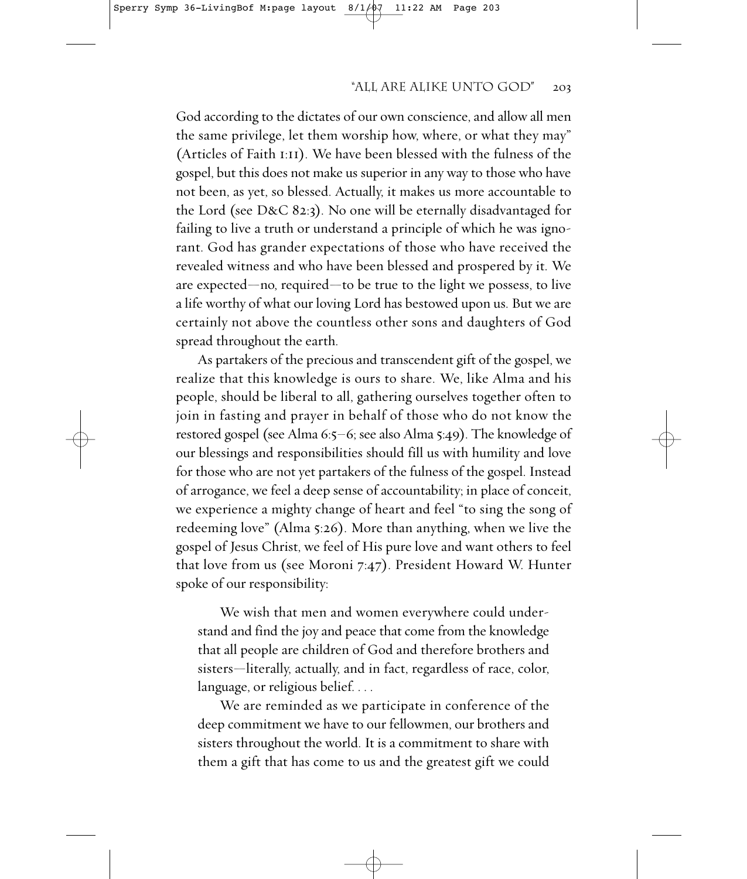God according to the dictates of our own conscience, and allow all men the same privilege, let them worship how, where, or what they may" (Articles of Faith 1:11). We have been blessed with the fulness of the gospel, but this does not make us superior in any way to those who have not been, as yet, so blessed. Actually, it makes us more accountable to the Lord (see D&C 82:3). No one will be eternally disadvantaged for failing to live a truth or understand a principle of which he was ignorant. God has grander expectations of those who have received the revealed witness and who have been blessed and prospered by it. We are expected—no, required—to be true to the light we possess, to live a life worthy of what our loving Lord has bestowed upon us. But we are certainly not above the countless other sons and daughters of God spread throughout the earth.

As partakers of the precious and transcendent gift of the gospel, we realize that this knowledge is ours to share. We, like Alma and his people, should be liberal to all, gathering ourselves together often to join in fasting and prayer in behalf of those who do not know the restored gospel (see Alma 6:5–6; see also Alma 5:49). The knowledge of our blessings and responsibilities should fill us with humility and love for those who are not yet partakers of the fulness of the gospel. Instead of arrogance, we feel a deep sense of accountability; in place of conceit, we experience a mighty change of heart and feel "to sing the song of redeeming love" (Alma 5:26). More than anything, when we live the gospel of Jesus Christ, we feel of His pure love and want others to feel that love from us (see Moroni 7:47). President Howard W. Hunter spoke of our responsibility:

> We wish that men and women everywhere could understand and find the joy and peace that come from the knowledge that all people are children of God and therefore brothers and sisters—literally, actually, and in fact, regardless of race, color, language, or religious belief. . . .
>
> We are reminded as we participate in conference of the deep commitment we have to our fellowmen, our brothers and sisters throughout the world. It is a commitment to share with them a gift that has come to us and the greatest gift we could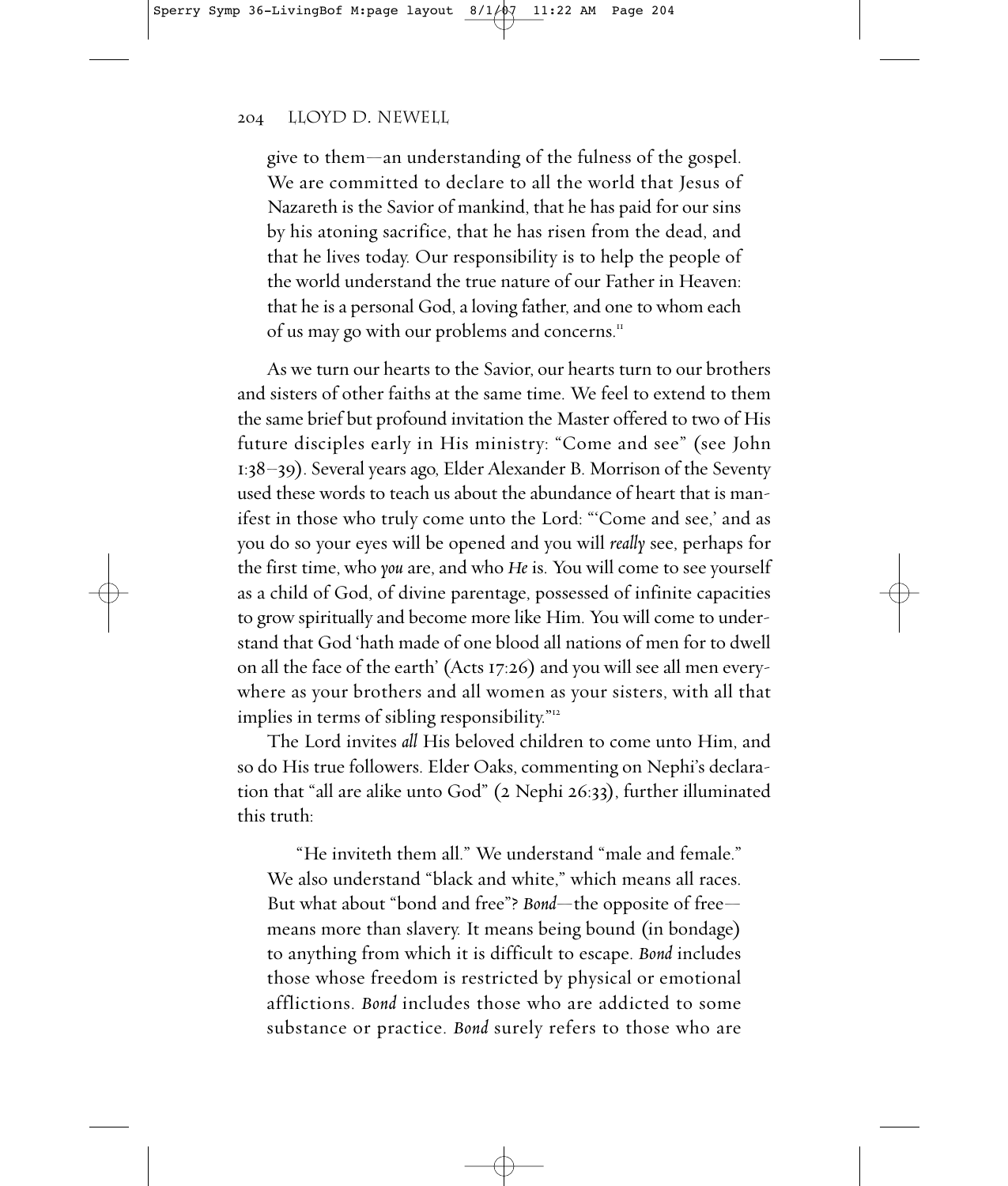give to them—an understanding of the fulness of the gospel. We are committed to declare to all the world that Jesus of Nazareth is the Savior of mankind, that he has paid for our sins by his atoning sacrifice, that he has risen from the dead, and that he lives today. Our responsibility is to help the people of the world understand the true nature of our Father in Heaven: that he is a personal God, a loving father, and one to whom each of us may go with our problems and concerns.[11]

As we turn our hearts to the Savior, our hearts turn to our brothers and sisters of other faiths at the same time. We feel to extend to them the same brief but profound invitation the Master offered to two of His future disciples early in His ministry: "Come and see" (see John 1:38–39). Several years ago, Elder Alexander B. Morrison of the Seventy used these words to teach us about the abundance of heart that is manifest in those who truly come unto the Lord: "'Come and see,' and as you do so your eyes will be opened and you will *really* see, perhaps for the first time, who *you* are, and who *He* is. You will come to see yourself as a child of God, of divine parentage, possessed of infinite capacities to grow spiritually and become more like Him. You will come to understand that God 'hath made of one blood all nations of men for to dwell on all the face of the earth' (Acts 17:26) and you will see all men everywhere as your brothers and all women as your sisters, with all that implies in terms of sibling responsibility."[12]

The Lord invites *all* His beloved children to come unto Him, and so do His true followers. Elder Oaks, commenting on Nephi's declaration that "all are alike unto God" (2 Nephi 26:33), further illuminated this truth:

> "He inviteth them all." We understand "male and female." We also understand "black and white," which means all races. But what about "bond and free"? *Bond*—the opposite of free—means more than slavery. It means being bound (in bondage) to anything from which it is difficult to escape. *Bond* includes those whose freedom is restricted by physical or emotional afflictions. *Bond* includes those who are addicted to some substance or practice. *Bond* surely refers to those who are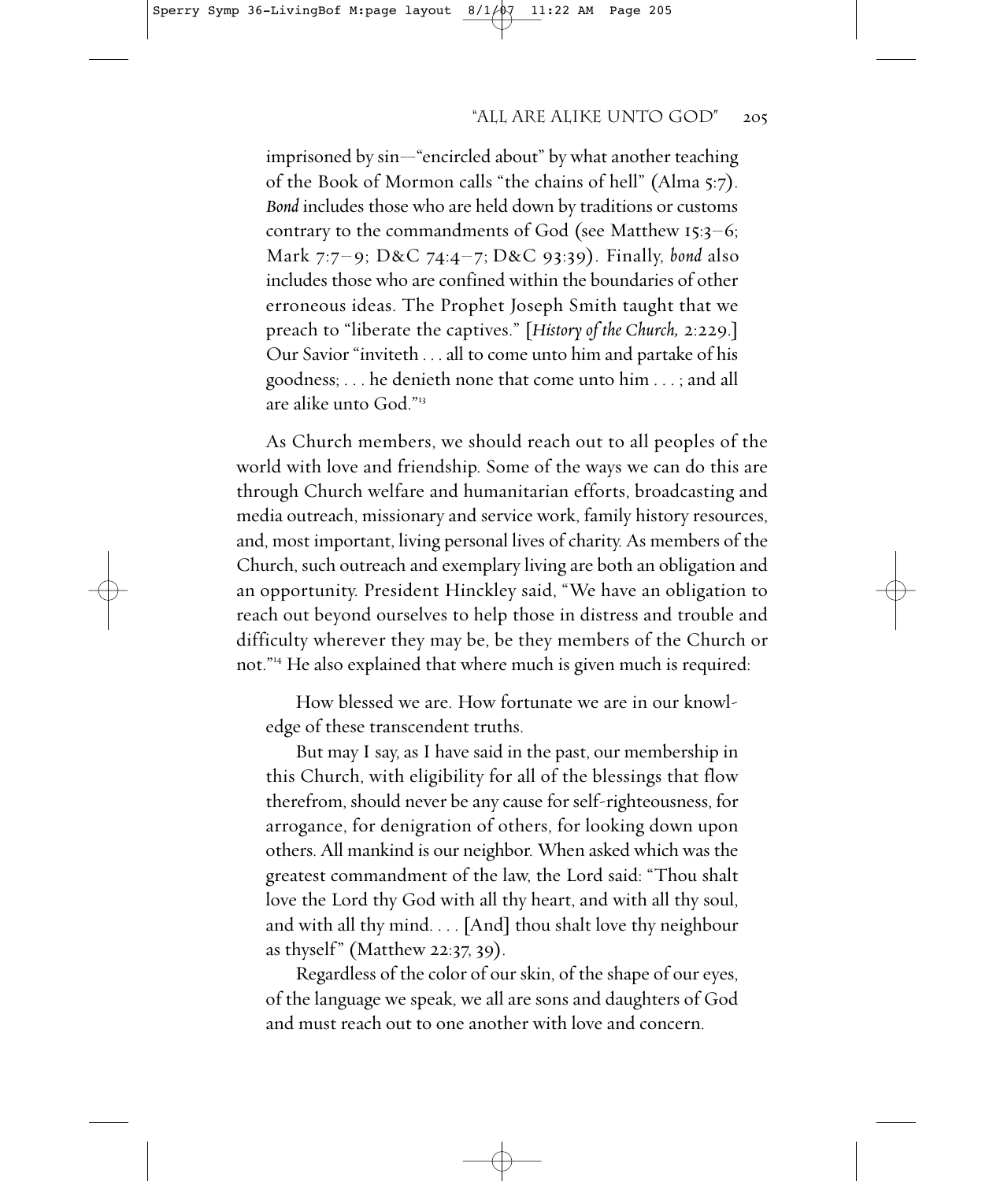imprisoned by sin—"encircled about" by what another teaching of the Book of Mormon calls "the chains of hell" (Alma 5:7). *Bond* includes those who are held down by traditions or customs contrary to the commandments of God (see Matthew 15:3–6; Mark 7:7–9; D&C 74:4–7; D&C 93:39). Finally, *bond* also includes those who are confined within the boundaries of other erroneous ideas. The Prophet Joseph Smith taught that we preach to "liberate the captives." [*History of the Church,* 2:229.] Our Savior "inviteth . . . all to come unto him and partake of his goodness; . . . he denieth none that come unto him . . . ; and all are alike unto God."[13]

As Church members, we should reach out to all peoples of the world with love and friendship. Some of the ways we can do this are through Church welfare and humanitarian efforts, broadcasting and media outreach, missionary and service work, family history resources, and, most important, living personal lives of charity. As members of the Church, such outreach and exemplary living are both an obligation and an opportunity. President Hinckley said, "We have an obligation to reach out beyond ourselves to help those in distress and trouble and difficulty wherever they may be, be they members of the Church or not."[14] He also explained that where much is given much is required:

> How blessed we are. How fortunate we are in our knowledge of these transcendent truths.
>
> But may I say, as I have said in the past, our membership in this Church, with eligibility for all of the blessings that flow therefrom, should never be any cause for self-righteousness, for arrogance, for denigration of others, for looking down upon others. All mankind is our neighbor. When asked which was the greatest commandment of the law, the Lord said: "Thou shalt love the Lord thy God with all thy heart, and with all thy soul, and with all thy mind. . . . [And] thou shalt love thy neighbour as thyself" (Matthew 22:37, 39).
>
> Regardless of the color of our skin, of the shape of our eyes, of the language we speak, we all are sons and daughters of God and must reach out to one another with love and concern.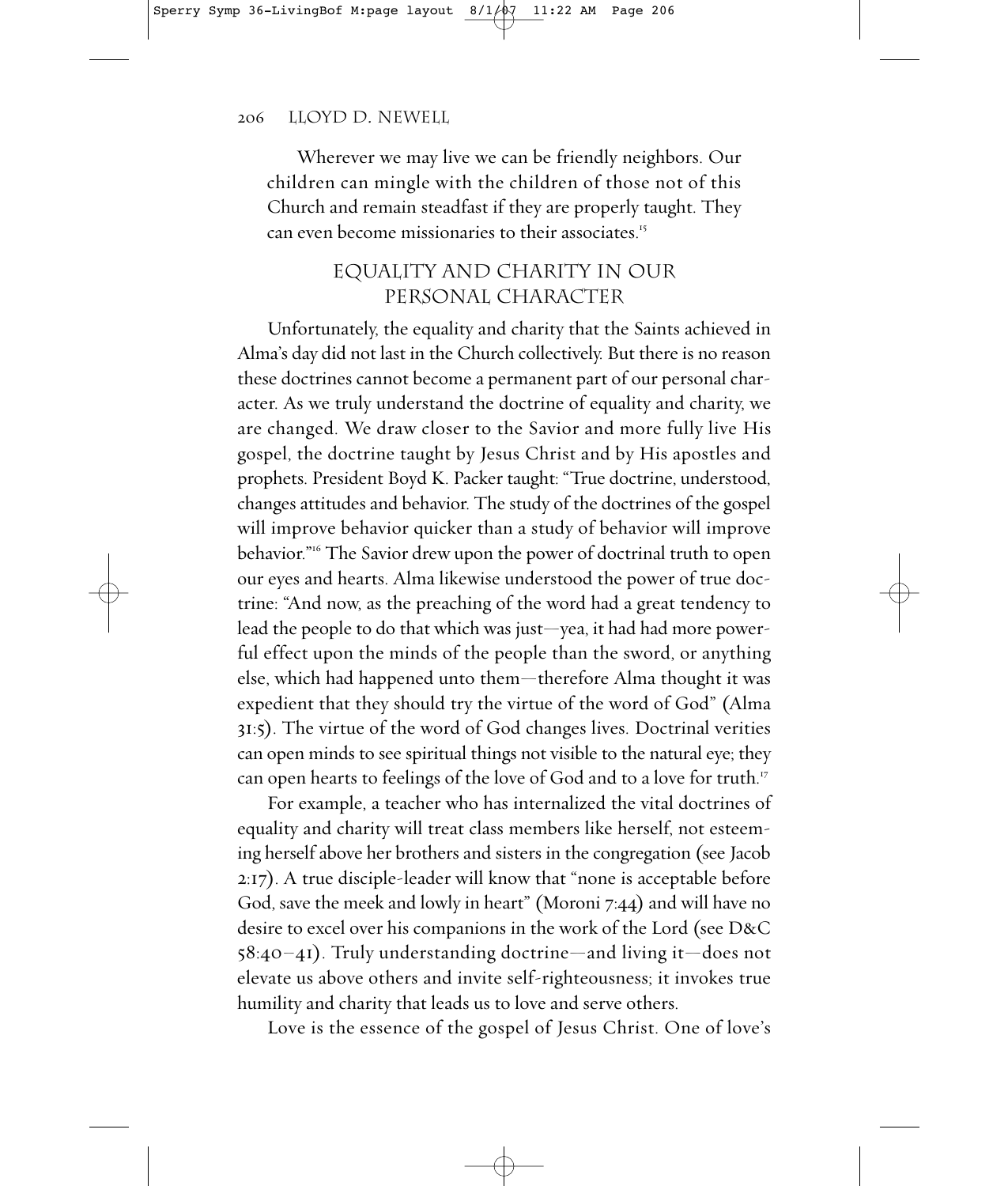Wherever we may live we can be friendly neighbors. Our children can mingle with the children of those not of this Church and remain steadfast if they are properly taught. They can even become missionaries to their associates.[15]

## EQUALITY AND CHARITY IN OUR PERSONAL CHARACTER

Unfortunately, the equality and charity that the Saints achieved in Alma's day did not last in the Church collectively. But there is no reason these doctrines cannot become a permanent part of our personal character. As we truly understand the doctrine of equality and charity, we are changed. We draw closer to the Savior and more fully live His gospel, the doctrine taught by Jesus Christ and by His apostles and prophets. President Boyd K. Packer taught: "True doctrine, understood, changes attitudes and behavior. The study of the doctrines of the gospel will improve behavior quicker than a study of behavior will improve behavior."[16] The Savior drew upon the power of doctrinal truth to open our eyes and hearts. Alma likewise understood the power of true doctrine: "And now, as the preaching of the word had a great tendency to lead the people to do that which was just—yea, it had had more powerful effect upon the minds of the people than the sword, or anything else, which had happened unto them—therefore Alma thought it was expedient that they should try the virtue of the word of God" (Alma 31:5). The virtue of the word of God changes lives. Doctrinal verities can open minds to see spiritual things not visible to the natural eye; they can open hearts to feelings of the love of God and to a love for truth.[17]

For example, a teacher who has internalized the vital doctrines of equality and charity will treat class members like herself, not esteeming herself above her brothers and sisters in the congregation (see Jacob 2:17). A true disciple-leader will know that "none is acceptable before God, save the meek and lowly in heart" (Moroni 7:44) and will have no desire to excel over his companions in the work of the Lord (see D&C 58:40–41). Truly understanding doctrine—and living it—does not elevate us above others and invite self-righteousness; it invokes true humility and charity that leads us to love and serve others.

Love is the essence of the gospel of Jesus Christ. One of love's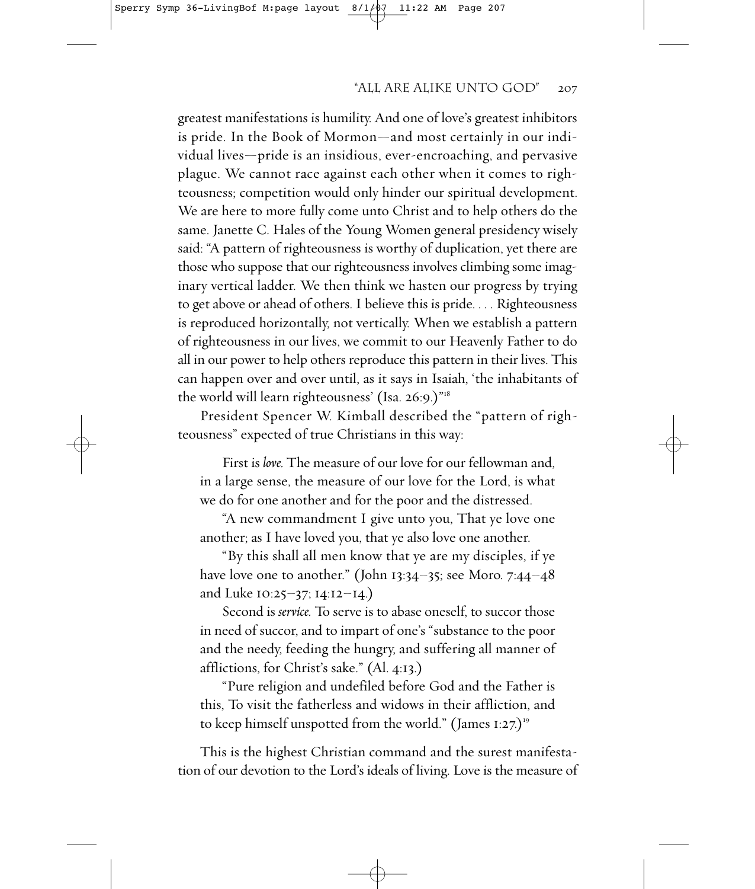greatest manifestations is humility. And one of love's greatest inhibitors is pride. In the Book of Mormon—and most certainly in our individual lives—pride is an insidious, ever-encroaching, and pervasive plague. We cannot race against each other when it comes to righteousness; competition would only hinder our spiritual development. We are here to more fully come unto Christ and to help others do the same. Janette C. Hales of the Young Women general presidency wisely said: "A pattern of righteousness is worthy of duplication, yet there are those who suppose that our righteousness involves climbing some imaginary vertical ladder. We then think we hasten our progress by trying to get above or ahead of others. I believe this is pride. . . . Righteousness is reproduced horizontally, not vertically. When we establish a pattern of righteousness in our lives, we commit to our Heavenly Father to do all in our power to help others reproduce this pattern in their lives. This can happen over and over until, as it says in Isaiah, 'the inhabitants of the world will learn righteousness' (Isa. 26:9.)"[18]

President Spencer W. Kimball described the "pattern of righteousness" expected of true Christians in this way:

> First is *love.* The measure of our love for our fellowman and, in a large sense, the measure of our love for the Lord, is what we do for one another and for the poor and the distressed.
>
> "A new commandment I give unto you, That ye love one another; as I have loved you, that ye also love one another.
>
> "By this shall all men know that ye are my disciples, if ye have love one to another." (John 13:34–35; see Moro. 7:44–48 and Luke 10:25–37; 14:12–14.)
>
> Second is *service.* To serve is to abase oneself, to succor those in need of succor, and to impart of one's "substance to the poor and the needy, feeding the hungry, and suffering all manner of afflictions, for Christ's sake." (Al. 4:13.)
>
> "Pure religion and undefiled before God and the Father is this, To visit the fatherless and widows in their affliction, and to keep himself unspotted from the world." (James 1:27.)[19]

This is the highest Christian command and the surest manifestation of our devotion to the Lord's ideals of living. Love is the measure of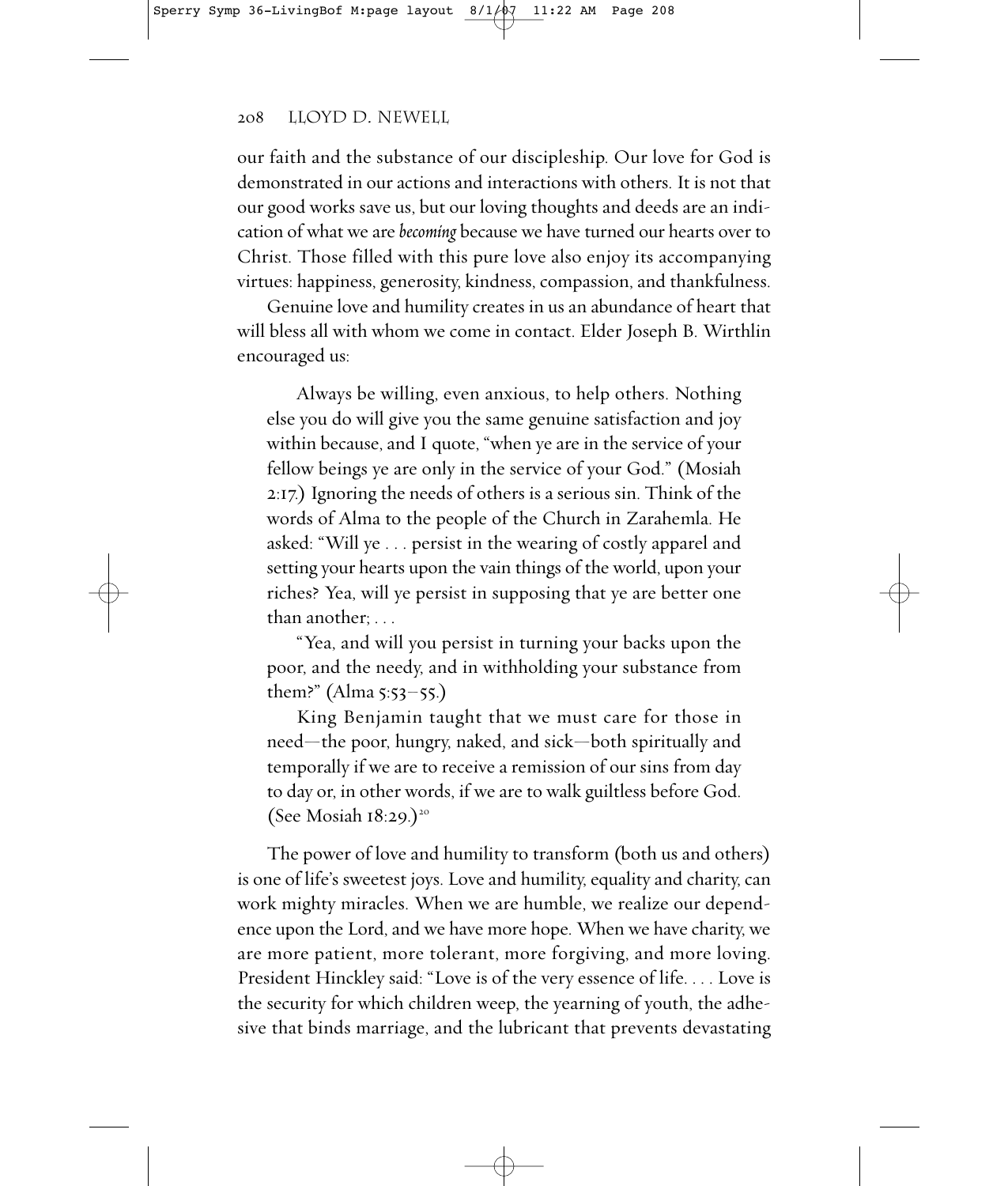our faith and the substance of our discipleship. Our love for God is demonstrated in our actions and interactions with others. It is not that our good works save us, but our loving thoughts and deeds are an indication of what we are *becoming* because we have turned our hearts over to Christ. Those filled with this pure love also enjoy its accompanying virtues: happiness, generosity, kindness, compassion, and thankfulness.

Genuine love and humility creates in us an abundance of heart that will bless all with whom we come in contact. Elder Joseph B. Wirthlin encouraged us:

> Always be willing, even anxious, to help others. Nothing else you do will give you the same genuine satisfaction and joy within because, and I quote, "when ye are in the service of your fellow beings ye are only in the service of your God." (Mosiah 2:17.) Ignoring the needs of others is a serious sin. Think of the words of Alma to the people of the Church in Zarahemla. He asked: "Will ye . . . persist in the wearing of costly apparel and setting your hearts upon the vain things of the world, upon your riches? Yea, will ye persist in supposing that ye are better one than another; . . .
>
> "Yea, and will you persist in turning your backs upon the poor, and the needy, and in withholding your substance from them?" (Alma 5:53–55.)
>
> King Benjamin taught that we must care for those in need—the poor, hungry, naked, and sick—both spiritually and temporally if we are to receive a remission of our sins from day to day or, in other words, if we are to walk guiltless before God. (See Mosiah 18:29.)[20]

The power of love and humility to transform (both us and others) is one of life's sweetest joys. Love and humility, equality and charity, can work mighty miracles. When we are humble, we realize our dependence upon the Lord, and we have more hope. When we have charity, we are more patient, more tolerant, more forgiving, and more loving. President Hinckley said: "Love is of the very essence of life. . . . Love is the security for which children weep, the yearning of youth, the adhesive that binds marriage, and the lubricant that prevents devastating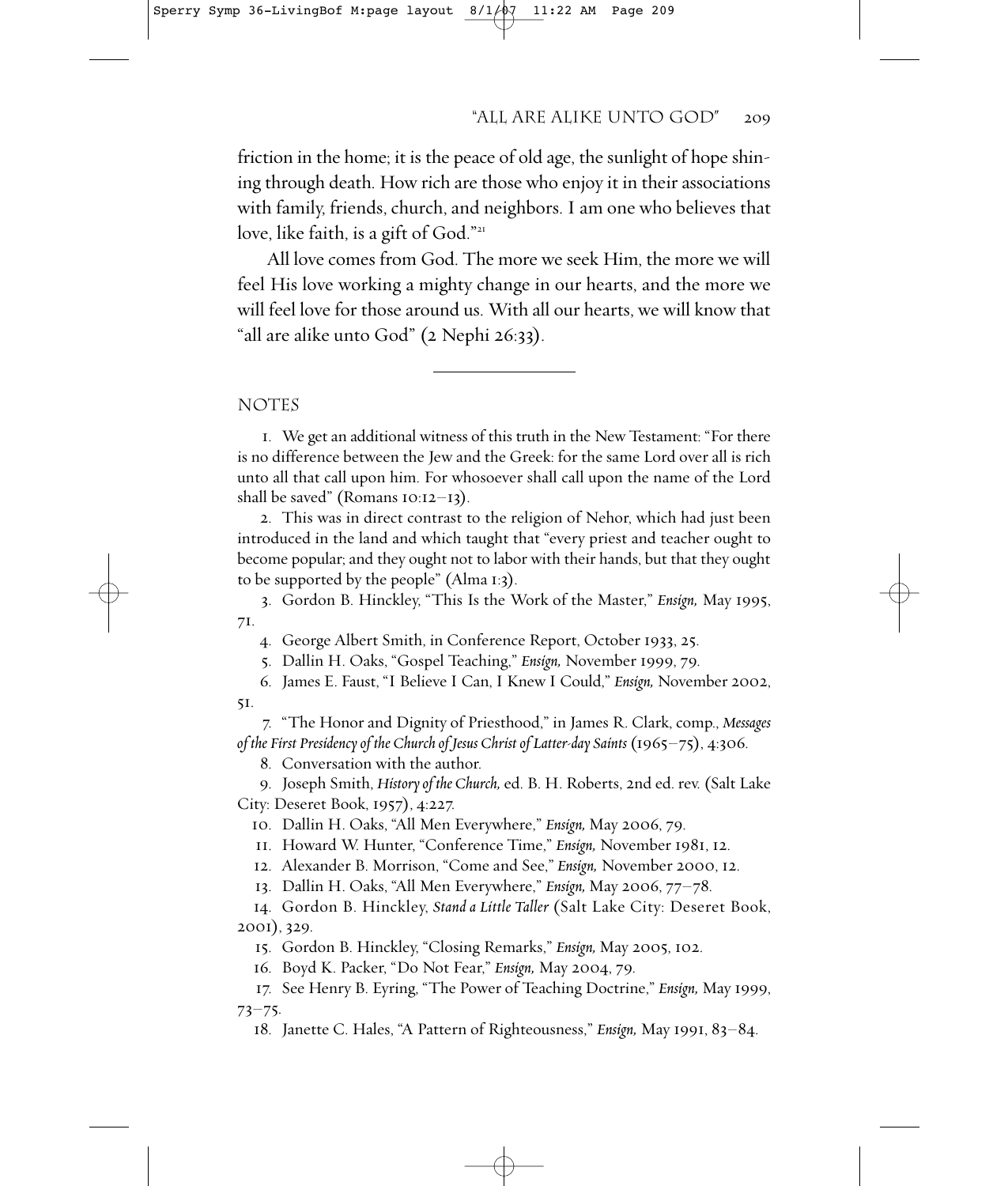friction in the home; it is the peace of old age, the sunlight of hope shining through death. How rich are those who enjoy it in their associations with family, friends, church, and neighbors. I am one who believes that love, like faith, is a gift of God."[21]

All love comes from God. The more we seek Him, the more we will feel His love working a mighty change in our hearts, and the more we will feel love for those around us. With all our hearts, we will know that "all are alike unto God" (2 Nephi 26:33).

---

## NOTES

1. We get an additional witness of this truth in the New Testament: "For there is no difference between the Jew and the Greek: for the same Lord over all is rich unto all that call upon him. For whosoever shall call upon the name of the Lord shall be saved" (Romans 10:12–13).

2. This was in direct contrast to the religion of Nehor, which had just been introduced in the land and which taught that "every priest and teacher ought to become popular; and they ought not to labor with their hands, but that they ought to be supported by the people" (Alma 1:3).

3. Gordon B. Hinckley, "This Is the Work of the Master," *Ensign,* May 1995, 71.

4. George Albert Smith, in Conference Report, October 1933, 25.

5. Dallin H. Oaks, "Gospel Teaching," *Ensign,* November 1999, 79.

6. James E. Faust, "I Believe I Can, I Knew I Could," *Ensign,* November 2002, 51.

7. "The Honor and Dignity of Priesthood," in James R. Clark, comp., *Messages of the First Presidency of the Church of Jesus Christ of Latter-day Saints* (1965–75), 4:306.

8. Conversation with the author.

9. Joseph Smith, *History of the Church,* ed. B. H. Roberts, 2nd ed. rev. (Salt Lake City: Deseret Book, 1957), 4:227.

10. Dallin H. Oaks, "All Men Everywhere," *Ensign,* May 2006, 79.

11. Howard W. Hunter, "Conference Time," *Ensign,* November 1981, 12.

12. Alexander B. Morrison, "Come and See," *Ensign,* November 2000, 12.

13. Dallin H. Oaks, "All Men Everywhere," *Ensign,* May 2006, 77–78.

14. Gordon B. Hinckley, *Stand a Little Taller* (Salt Lake City: Deseret Book, 2001), 329.

15. Gordon B. Hinckley, "Closing Remarks," *Ensign,* May 2005, 102.

16. Boyd K. Packer, "Do Not Fear," *Ensign,* May 2004, 79.

17. See Henry B. Eyring, "The Power of Teaching Doctrine," *Ensign,* May 1999, 73–75.

18. Janette C. Hales, "A Pattern of Righteousness," *Ensign,* May 1991, 83–84.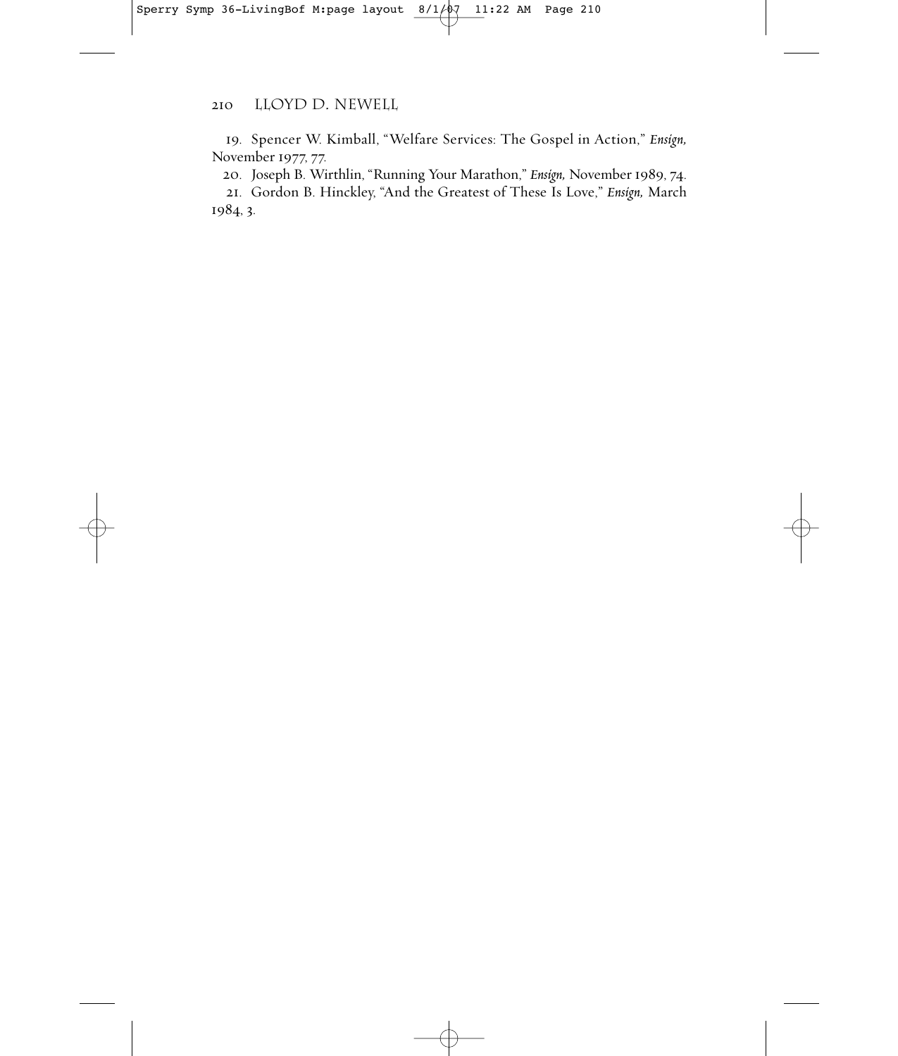19. Spencer W. Kimball, "Welfare Services: The Gospel in Action," *Ensign,* November 1977, 77.

20. Joseph B. Wirthlin, "Running Your Marathon," *Ensign,* November 1989, 74.

21. Gordon B. Hinckley, "And the Greatest of These Is Love," *Ensign,* March 1984, 3.